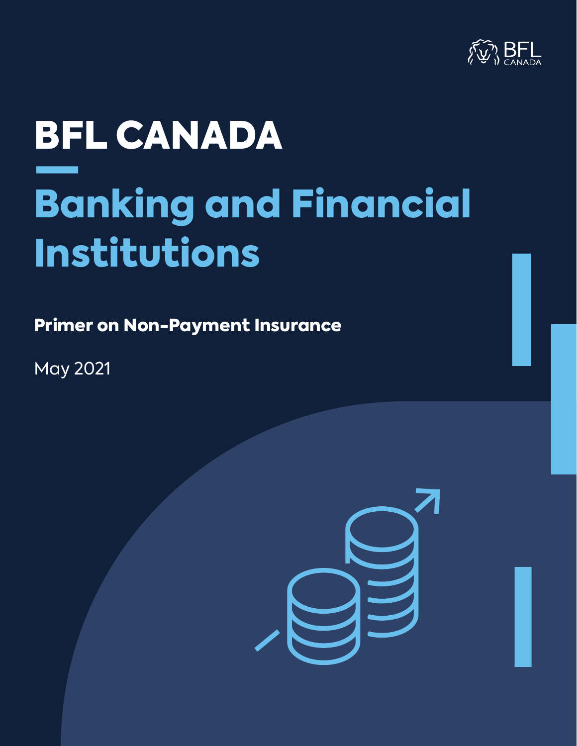# BFL CANADA

## Banking and Financial Institutions

**Primer on Non-Payment Insurance**

May 2021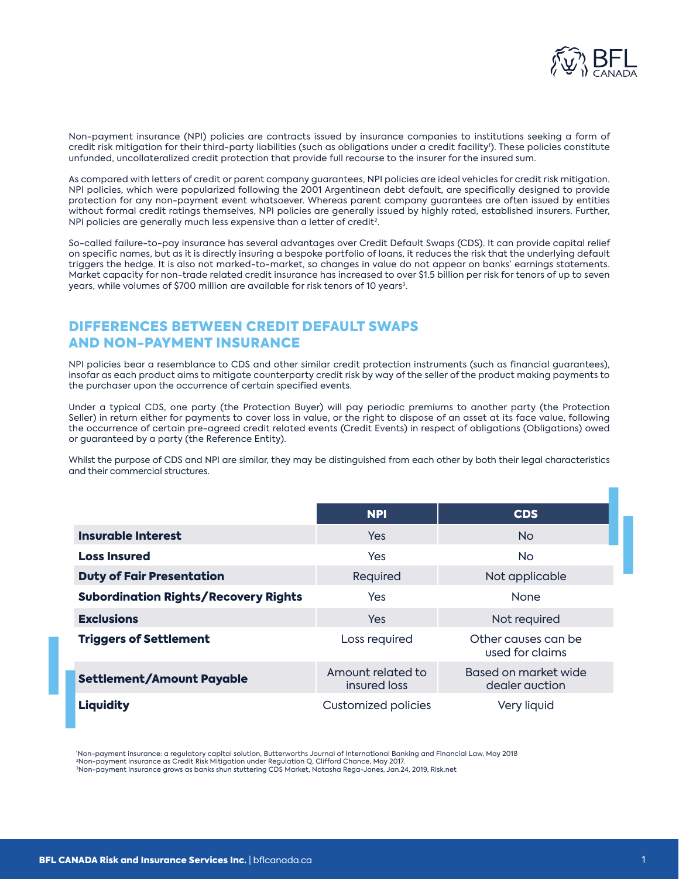Non-payment insurance (NPI) policies are contracts issued by insurance companies to institutions seeking a form of credit risk mitigation for their third-party liabilities (such as obligations under a credit facility[1]). These policies constitute unfunded, uncollateralized credit protection that provide full recourse to the insurer for the insured sum.

As compared with letters of credit or parent company guarantees, NPI policies are ideal vehicles for credit risk mitigation. NPI policies, which were popularized following the 2001 Argentinean debt default, are specifically designed to provide protection for any non-payment event whatsoever. Whereas parent company guarantees are often issued by entities without formal credit ratings themselves, NPI policies are generally issued by highly rated, established insurers. Further, NPI policies are generally much less expensive than a letter of credit[2].

So-called failure-to-pay insurance has several advantages over Credit Default Swaps (CDS). It can provide capital relief on specific names, but as it is directly insuring a bespoke portfolio of loans, it reduces the risk that the underlying default triggers the hedge. It is also not marked-to-market, so changes in value do not appear on banks' earnings statements. Market capacity for non-trade related credit insurance has increased to over $1.5 billion per risk for tenors of up to seven years, while volumes of $700 million are available for risk tenors of 10 years[3].

## DIFFERENCES BETWEEN CREDIT DEFAULT SWAPS AND NON-PAYMENT INSURANCE

NPI policies bear a resemblance to CDS and other similar credit protection instruments (such as financial guarantees), insofar as each product aims to mitigate counterparty credit risk by way of the seller of the product making payments to the purchaser upon the occurrence of certain specified events.

Under a typical CDS, one party (the Protection Buyer) will pay periodic premiums to another party (the Protection Seller) in return either for payments to cover loss in value, or the right to dispose of an asset at its face value, following the occurrence of certain pre-agreed credit related events (Credit Events) in respect of obligations (Obligations) owed or guaranteed by a party (the Reference Entity).

Whilst the purpose of CDS and NPI are similar, they may be distinguished from each other by both their legal characteristics and their commercial structures.

| | NPI | CDS |
|---|---|---|
| **Insurable Interest** | Yes | No |
| **Loss Insured** | Yes | No |
| **Duty of Fair Presentation** | Required | Not applicable |
| **Subordination Rights/Recovery Rights** | Yes | None |
| **Exclusions** | Yes | Not required |
| **Triggers of Settlement** | Loss required | Other causes can be used for claims |
| **Settlement/Amount Payable** | Amount related to insured loss | Based on market wide dealer auction |
| **Liquidity** | Customized policies | Very liquid |

[1]Non-payment insurance: a regulatory capital solution, Butterworths Journal of International Banking and Financial Law, May 2018
[2]Non-payment insurance as Credit Risk Mitigation under Regulation Q, Clifford Chance, May 2017.
[3]Non-payment insurance grows as banks shun stuttering CDS Market, Natasha Rega-Jones, Jan.24, 2019, Risk.net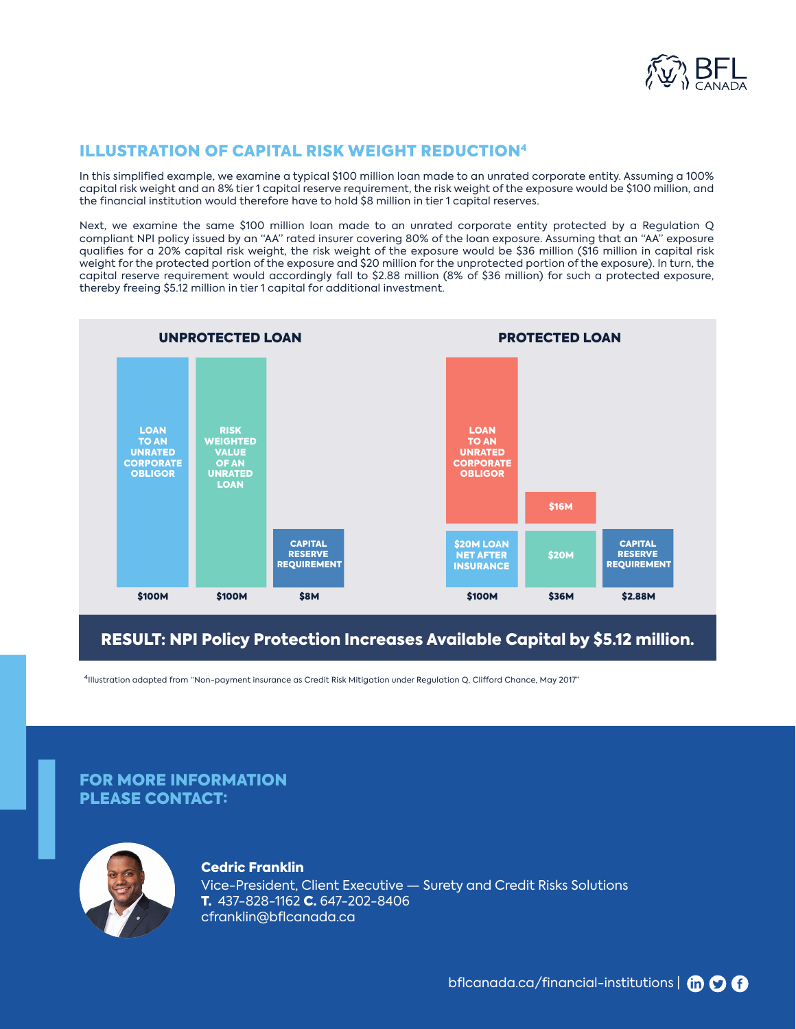## ILLUSTRATION OF CAPITAL RISK WEIGHT REDUCTION[4]

In this simplified example, we examine a typical $100 million loan made to an unrated corporate entity. Assuming a 100% capital risk weight and an 8% tier 1 capital reserve requirement, the risk weight of the exposure would be $100 million, and the financial institution would therefore have to hold $8 million in tier 1 capital reserves.

Next, we examine the same $100 million loan made to an unrated corporate entity protected by a Regulation Q compliant NPI policy issued by an "AA" rated insurer covering 80% of the loan exposure. Assuming that an "AA" exposure qualifies for a 20% capital risk weight, the risk weight of the exposure would be $36 million ($16 million in capital risk weight for the protected portion of the exposure and $20 million for the unprotected portion of the exposure). In turn, the capital reserve requirement would accordingly fall to $2.88 million (8% of $36 million) for such a protected exposure, thereby freeing $5.12 million in tier 1 capital for additional investment.

**UNPROTECTED LOAN**

| LOAN TO AN UNRATED CORPORATE OBLIGOR | RISK WEIGHTED VALUE OF AN UNRATED LOAN | CAPITAL RESERVE REQUIREMENT |
|---|---|---|
| $100M | $100M | $8M |

**PROTECTED LOAN**

| LOAN TO AN UNRATED CORPORATE OBLIGOR / $20M LOAN NET AFTER INSURANCE | $16M / $20M | CAPITAL RESERVE REQUIREMENT |
|---|---|---|
| $100M | $36M | $2.88M |

**RESULT: NPI Policy Protection Increases Available Capital by $5.12 million.**

[4]Illustration adapted from "Non-payment insurance as Credit Risk Mitigation under Regulation Q, Clifford Chance, May 2017"

## FOR MORE INFORMATION PLEASE CONTACT:

**Cedric Franklin**
Vice-President, Client Executive — Surety and Credit Risks Solutions
**T.** 437-828-1162 **C.** 647-202-8406
cfranklin@bflcanada.ca

bflcanada.ca/financial-institutions |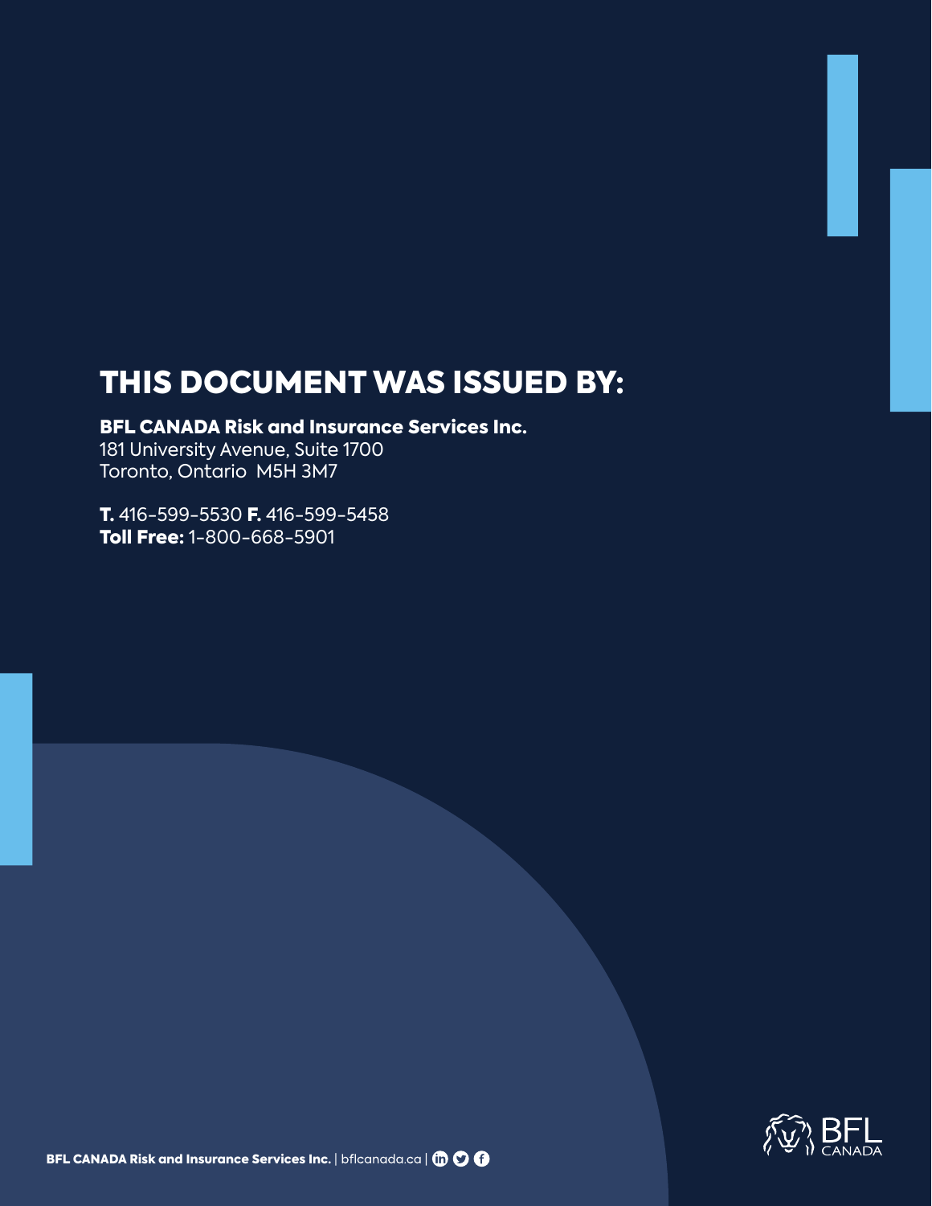# THIS DOCUMENT WAS ISSUED BY:

**BFL CANADA Risk and Insurance Services Inc.**
181 University Avenue, Suite 1700
Toronto, Ontario M5H 3M7

**T.** 416-599-5530 **F.** 416-599-5458
**Toll Free:** 1-800-668-5901

**BFL CANADA Risk and Insurance Services Inc.** | bflcanada.ca |